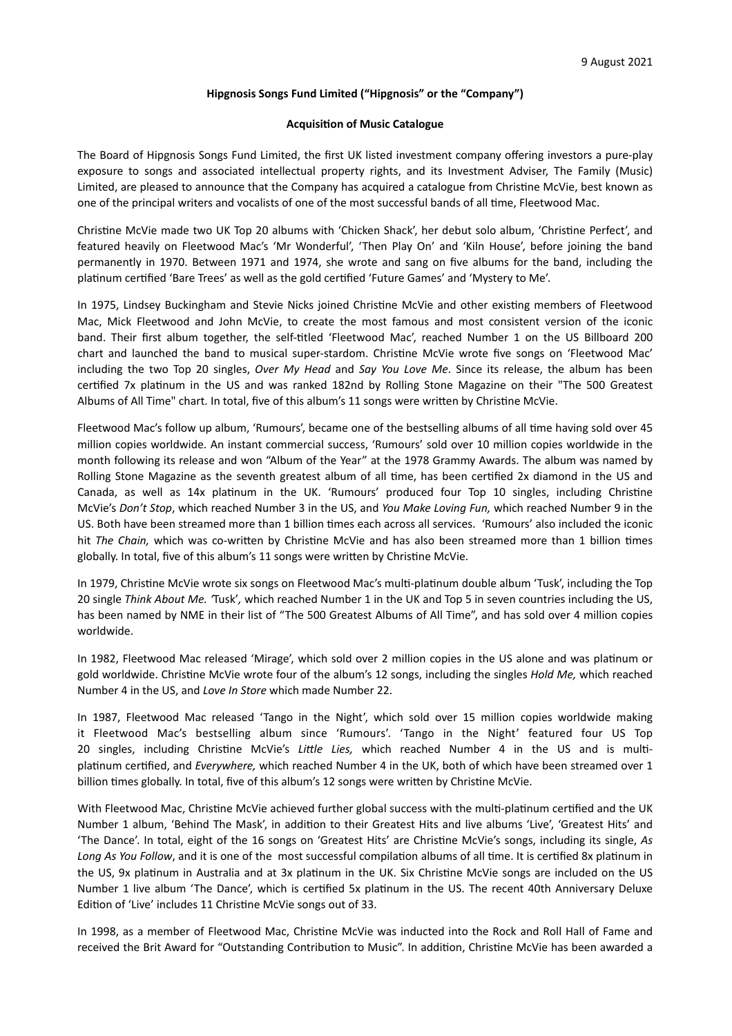9 August 2021

**Hipgnosis Songs Fund Limited ("Hipgnosis" or the "Company")**

**Acquisition of Music Catalogue**

The Board of Hipgnosis Songs Fund Limited, the first UK listed investment company offering investors a pure-play exposure to songs and associated intellectual property rights, and its Investment Adviser, The Family (Music) Limited, are pleased to announce that the Company has acquired a catalogue from Christine McVie, best known as one of the principal writers and vocalists of one of the most successful bands of all time, Fleetwood Mac.

Christine McVie made two UK Top 20 albums with 'Chicken Shack', her debut solo album, 'Christine Perfect', and featured heavily on Fleetwood Mac's 'Mr Wonderful', 'Then Play On' and 'Kiln House', before joining the band permanently in 1970. Between 1971 and 1974, she wrote and sang on five albums for the band, including the platinum certified 'Bare Trees' as well as the gold certified 'Future Games' and 'Mystery to Me'.

In 1975, Lindsey Buckingham and Stevie Nicks joined Christine McVie and other existing members of Fleetwood Mac, Mick Fleetwood and John McVie, to create the most famous and most consistent version of the iconic band. Their first album together, the self-titled 'Fleetwood Mac', reached Number 1 on the US Billboard 200 chart and launched the band to musical super-stardom. Christine McVie wrote five songs on 'Fleetwood Mac' including the two Top 20 singles, *Over My Head* and *Say You Love Me*. Since its release, the album has been certified 7x platinum in the US and was ranked 182nd by Rolling Stone Magazine on their "The 500 Greatest Albums of All Time" chart. In total, five of this album's 11 songs were written by Christine McVie.

Fleetwood Mac's follow up album, 'Rumours', became one of the bestselling albums of all time having sold over 45 million copies worldwide. An instant commercial success, 'Rumours' sold over 10 million copies worldwide in the month following its release and won "Album of the Year" at the 1978 Grammy Awards. The album was named by Rolling Stone Magazine as the seventh greatest album of all time, has been certified 2x diamond in the US and Canada, as well as 14x platinum in the UK. 'Rumours' produced four Top 10 singles, including Christine McVie's *Don't Stop*, which reached Number 3 in the US, and *You Make Loving Fun,* which reached Number 9 in the US. Both have been streamed more than 1 billion times each across all services. 'Rumours' also included the iconic hit *The Chain,* which was co-written by Christine McVie and has also been streamed more than 1 billion times globally. In total, five of this album's 11 songs were written by Christine McVie.

In 1979, Christine McVie wrote six songs on Fleetwood Mac's multi-platinum double album 'Tusk', including the Top 20 single *Think About Me. '*Tusk'*,* which reached Number 1 in the UK and Top 5 in seven countries including the US, has been named by NME in their list of "The 500 Greatest Albums of All Time", and has sold over 4 million copies worldwide.

In 1982, Fleetwood Mac released 'Mirage', which sold over 2 million copies in the US alone and was platinum or gold worldwide. Christine McVie wrote four of the album's 12 songs, including the singles *Hold Me,* which reached Number 4 in the US, and *Love In Store* which made Number 22.

In 1987, Fleetwood Mac released 'Tango in the Night', which sold over 15 million copies worldwide making it Fleetwood Mac's bestselling album since 'Rumours'. 'Tango in the Night' featured four US Top 20 singles, including Christine McVie's *Little Lies,* which reached Number 4 in the US and is multi-platinum certified, and *Everywhere,* which reached Number 4 in the UK, both of which have been streamed over 1 billion times globally. In total, five of this album's 12 songs were written by Christine McVie.

With Fleetwood Mac, Christine McVie achieved further global success with the multi-platinum certified and the UK Number 1 album, 'Behind The Mask', in addition to their Greatest Hits and live albums 'Live', 'Greatest Hits' and 'The Dance'. In total, eight of the 16 songs on 'Greatest Hits' are Christine McVie's songs, including its single, *As Long As You Follow*, and it is one of the most successful compilation albums of all time. It is certified 8x platinum in the US, 9x platinum in Australia and at 3x platinum in the UK. Six Christine McVie songs are included on the US Number 1 live album 'The Dance', which is certified 5x platinum in the US. The recent 40th Anniversary Deluxe Edition of 'Live' includes 11 Christine McVie songs out of 33.

In 1998, as a member of Fleetwood Mac, Christine McVie was inducted into the Rock and Roll Hall of Fame and received the Brit Award for "Outstanding Contribution to Music". In addition, Christine McVie has been awarded a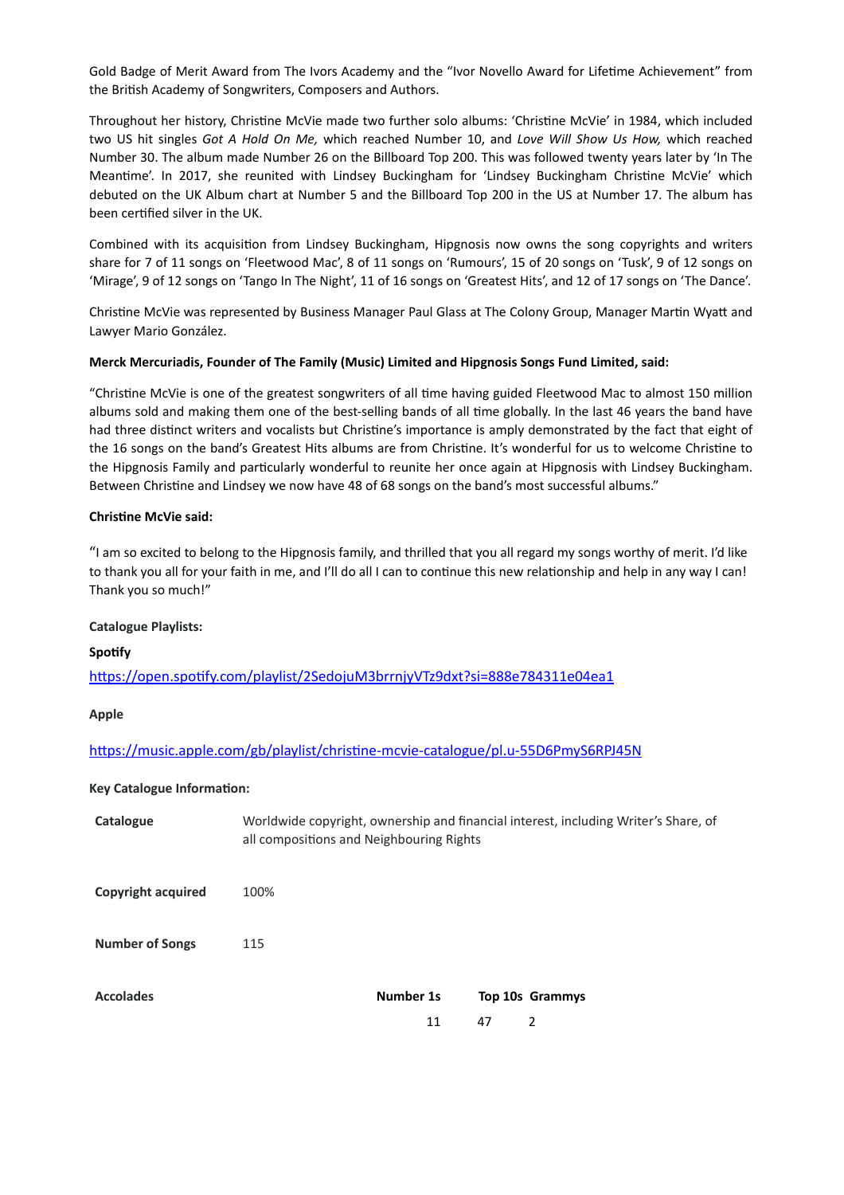Gold Badge of Merit Award from The Ivors Academy and the "Ivor Novello Award for Lifetime Achievement" from the British Academy of Songwriters, Composers and Authors.

Throughout her history, Christine McVie made two further solo albums: 'Christine McVie' in 1984, which included two US hit singles *Got A Hold On Me,* which reached Number 10, and *Love Will Show Us How,* which reached Number 30. The album made Number 26 on the Billboard Top 200. This was followed twenty years later by 'In The Meantime'. In 2017, she reunited with Lindsey Buckingham for 'Lindsey Buckingham Christine McVie' which debuted on the UK Album chart at Number 5 and the Billboard Top 200 in the US at Number 17. The album has been certified silver in the UK.

Combined with its acquisition from Lindsey Buckingham, Hipgnosis now owns the song copyrights and writers share for 7 of 11 songs on 'Fleetwood Mac', 8 of 11 songs on 'Rumours', 15 of 20 songs on 'Tusk', 9 of 12 songs on 'Mirage', 9 of 12 songs on 'Tango In The Night', 11 of 16 songs on 'Greatest Hits', and 12 of 17 songs on 'The Dance'.

Christine McVie was represented by Business Manager Paul Glass at The Colony Group, Manager Martin Wyatt and Lawyer Mario González.

**Merck Mercuriadis, Founder of The Family (Music) Limited and Hipgnosis Songs Fund Limited, said:**

"Christine McVie is one of the greatest songwriters of all time having guided Fleetwood Mac to almost 150 million albums sold and making them one of the best-selling bands of all time globally. In the last 46 years the band have had three distinct writers and vocalists but Christine's importance is amply demonstrated by the fact that eight of the 16 songs on the band's Greatest Hits albums are from Christine. It's wonderful for us to welcome Christine to the Hipgnosis Family and particularly wonderful to reunite her once again at Hipgnosis with Lindsey Buckingham. Between Christine and Lindsey we now have 48 of 68 songs on the band's most successful albums."

**Christine McVie said:**

"I am so excited to belong to the Hipgnosis family, and thrilled that you all regard my songs worthy of merit. I'd like to thank you all for your faith in me, and I'll do all I can to continue this new relationship and help in any way I can! Thank you so much!"

**Catalogue Playlists:**

**Spotify**

https://open.spotify.com/playlist/2SedojuM3brrnjyVTz9dxt?si=888e784311e04ea1

**Apple**

https://music.apple.com/gb/playlist/christine-mcvie-catalogue/pl.u-55D6PmyS6RPJ45N

**Key Catalogue Information:**

| | | | | |
|---|---|---|---|---|
| **Catalogue** | Worldwide copyright, ownership and financial interest, including Writer's Share, of all compositions and Neighbouring Rights | | | |
| **Copyright acquired** | 100% | | | |
| **Number of Songs** | 115 | | | |
| **Accolades** | | **Number 1s** | **Top 10s** | **Grammys** |
| | | 11 | 47 | 2 |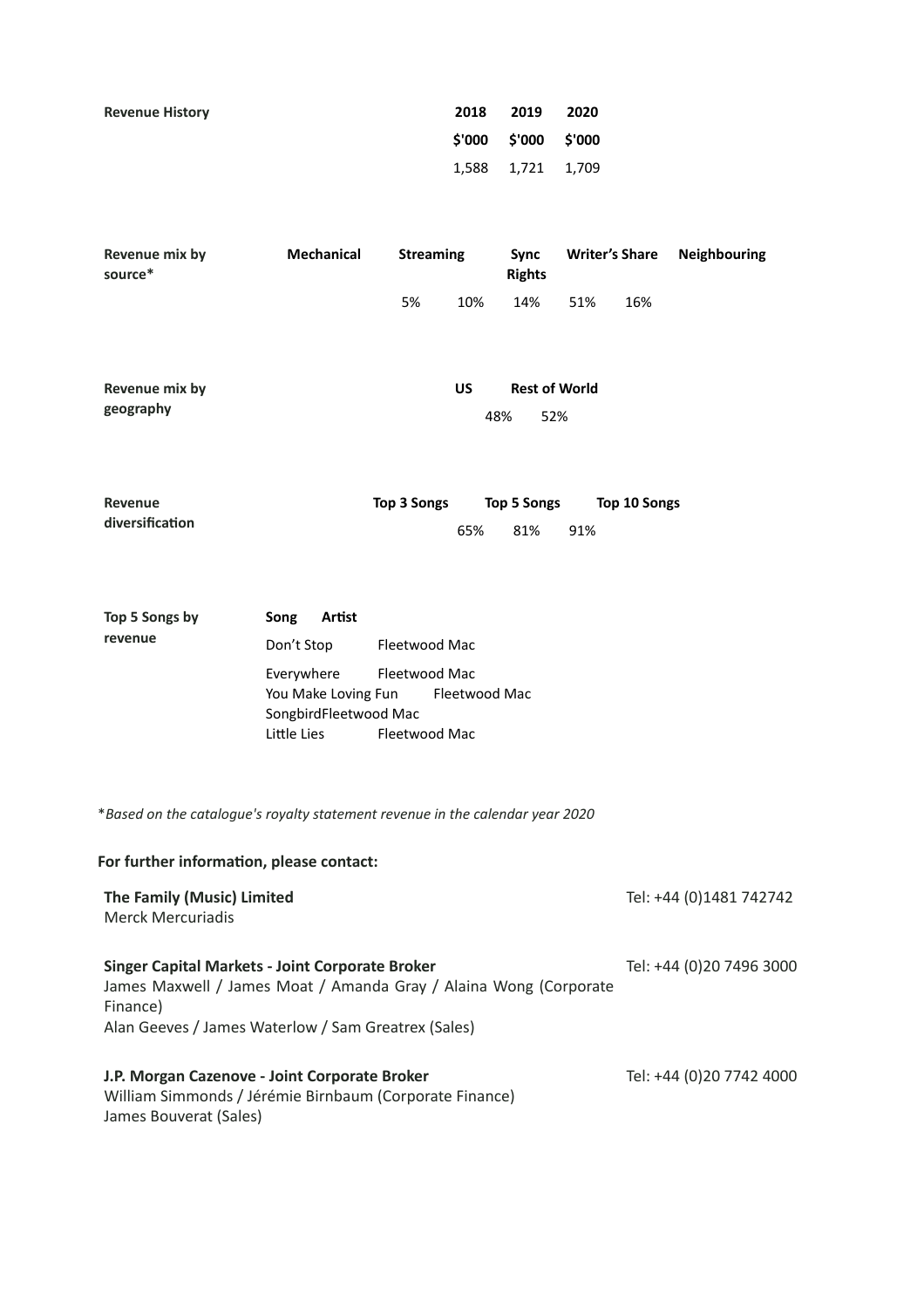| Revenue History | 2018 | 2019 | 2020 |
|---|---|---|---|
| | $'000 | $'000 | $'000 |
| | 1,588 | 1,721 | 1,709 |

| Revenue mix by source* | Mechanical | Streaming | Sync Rights | Writer's Share | Neighbouring |
|---|---|---|---|---|---|
| | 5% | 10% | 14% | 51% | 16% |

| Revenue mix by geography | US | Rest of World |
|---|---|---|
| | 48% | 52% |

| Revenue diversification | Top 3 Songs | Top 5 Songs | Top 10 Songs |
|---|---|---|---|
| | 65% | 81% | 91% |

**Top 5 Songs by revenue**

| Song | Artist |
|---|---|
| Don't Stop | Fleetwood Mac |
| Everywhere | Fleetwood Mac |
| You Make Loving Fun | Fleetwood Mac |
| Songbird | Fleetwood Mac |
| Little Lies | Fleetwood Mac |

*\*Based on the catalogue's royalty statement revenue in the calendar year 2020*

**For further information, please contact:**

**The Family (Music) Limited** — Tel: +44 (0)1481 742742
Merck Mercuriadis

**Singer Capital Markets - Joint Corporate Broker** — Tel: +44 (0)20 7496 3000
James Maxwell / James Moat / Amanda Gray / Alaina Wong (Corporate Finance)
Alan Geeves / James Waterlow / Sam Greatrex (Sales)

**J.P. Morgan Cazenove - Joint Corporate Broker** — Tel: +44 (0)20 7742 4000
William Simmonds / Jérémie Birnbaum (Corporate Finance)
James Bouverat (Sales)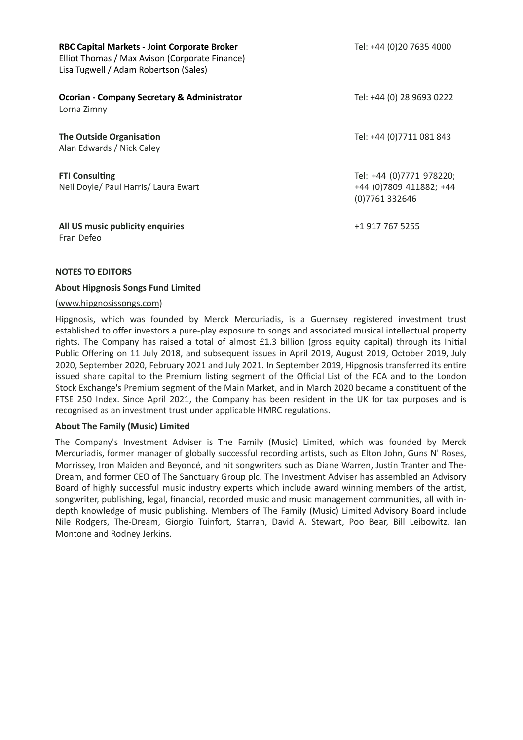**RBC Capital Markets - Joint Corporate Broker**
Elliot Thomas / Max Avison (Corporate Finance)
Lisa Tugwell / Adam Robertson (Sales)

Tel: +44 (0)20 7635 4000

**Ocorian - Company Secretary & Administrator**
Lorna Zimny

Tel: +44 (0) 28 9693 0222

**The Outside Organisation**
Alan Edwards / Nick Caley

Tel: +44 (0)7711 081 843

**FTI Consulting**
Neil Doyle/ Paul Harris/ Laura Ewart

Tel: +44 (0)7771 978220; +44 (0)7809 411882; +44 (0)7761 332646

**All US music publicity enquiries**
Fran Defeo

+1 917 767 5255

**NOTES TO EDITORS**

**About Hipgnosis Songs Fund Limited**

(www.hipgnosissongs.com)

Hipgnosis, which was founded by Merck Mercuriadis, is a Guernsey registered investment trust established to offer investors a pure-play exposure to songs and associated musical intellectual property rights. The Company has raised a total of almost £1.3 billion (gross equity capital) through its Initial Public Offering on 11 July 2018, and subsequent issues in April 2019, August 2019, October 2019, July 2020, September 2020, February 2021 and July 2021. In September 2019, Hipgnosis transferred its entire issued share capital to the Premium listing segment of the Official List of the FCA and to the London Stock Exchange's Premium segment of the Main Market, and in March 2020 became a constituent of the FTSE 250 Index. Since April 2021, the Company has been resident in the UK for tax purposes and is recognised as an investment trust under applicable HMRC regulations.

**About The Family (Music) Limited**

The Company's Investment Adviser is The Family (Music) Limited, which was founded by Merck Mercuriadis, former manager of globally successful recording artists, such as Elton John, Guns N' Roses, Morrissey, Iron Maiden and Beyoncé, and hit songwriters such as Diane Warren, Justin Tranter and The-Dream, and former CEO of The Sanctuary Group plc. The Investment Adviser has assembled an Advisory Board of highly successful music industry experts which include award winning members of the artist, songwriter, publishing, legal, financial, recorded music and music management communities, all with in-depth knowledge of music publishing. Members of The Family (Music) Limited Advisory Board include Nile Rodgers, The-Dream, Giorgio Tuinfort, Starrah, David A. Stewart, Poo Bear, Bill Leibowitz, Ian Montone and Rodney Jerkins.